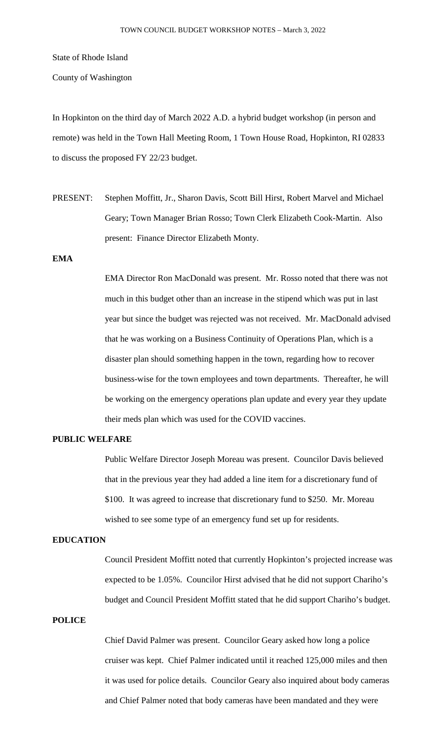State of Rhode Island

County of Washington

In Hopkinton on the third day of March 2022 A.D. a hybrid budget workshop (in person and remote) was held in the Town Hall Meeting Room, 1 Town House Road, Hopkinton, RI 02833 to discuss the proposed FY 22/23 budget.

PRESENT: Stephen Moffitt, Jr., Sharon Davis, Scott Bill Hirst, Robert Marvel and Michael Geary; Town Manager Brian Rosso; Town Clerk Elizabeth Cook-Martin. Also present: Finance Director Elizabeth Monty.

**EMA**

EMA Director Ron MacDonald was present. Mr. Rosso noted that there was not much in this budget other than an increase in the stipend which was put in last year but since the budget was rejected was not received. Mr. MacDonald advised that he was working on a Business Continuity of Operations Plan, which is a disaster plan should something happen in the town, regarding how to recover business-wise for the town employees and town departments. Thereafter, he will be working on the emergency operations plan update and every year they update their meds plan which was used for the COVID vaccines.

**PUBLIC WELFARE**

Public Welfare Director Joseph Moreau was present. Councilor Davis believed that in the previous year they had added a line item for a discretionary fund of \$100. It was agreed to increase that discretionary fund to \$250. Mr. Moreau wished to see some type of an emergency fund set up for residents.

**EDUCATION**

Council President Moffitt noted that currently Hopkinton's projected increase was expected to be 1.05%. Councilor Hirst advised that he did not support Chariho's budget and Council President Moffitt stated that he did support Chariho's budget.

**POLICE**

Chief David Palmer was present. Councilor Geary asked how long a police cruiser was kept. Chief Palmer indicated until it reached 125,000 miles and then it was used for police details. Councilor Geary also inquired about body cameras and Chief Palmer noted that body cameras have been mandated and they were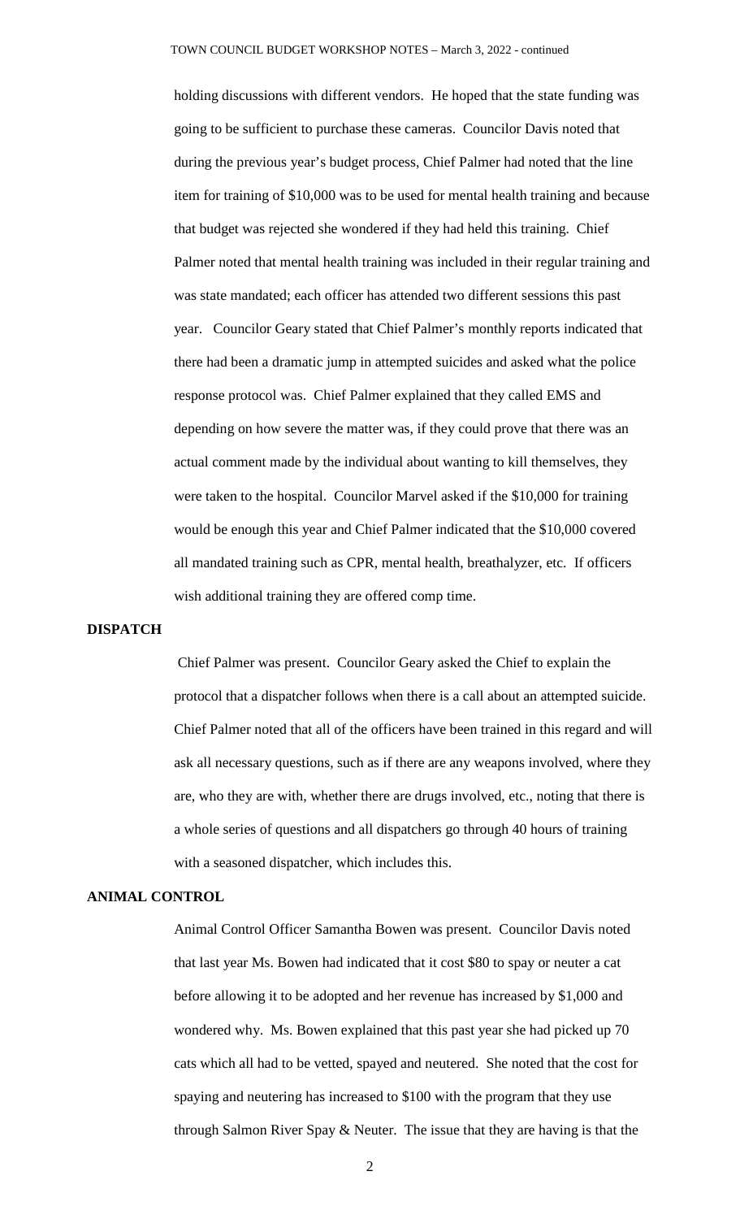holding discussions with different vendors. He hoped that the state funding was going to be sufficient to purchase these cameras. Councilor Davis noted that during the previous year's budget process, Chief Palmer had noted that the line item for training of $10,000 was to be used for mental health training and because that budget was rejected she wondered if they had held this training. Chief Palmer noted that mental health training was included in their regular training and was state mandated; each officer has attended two different sessions this past year. Councilor Geary stated that Chief Palmer's monthly reports indicated that there had been a dramatic jump in attempted suicides and asked what the police response protocol was. Chief Palmer explained that they called EMS and depending on how severe the matter was, if they could prove that there was an actual comment made by the individual about wanting to kill themselves, they were taken to the hospital. Councilor Marvel asked if the $10,000 for training would be enough this year and Chief Palmer indicated that the $10,000 covered all mandated training such as CPR, mental health, breathalyzer, etc. If officers wish additional training they are offered comp time.

**DISPATCH**

Chief Palmer was present. Councilor Geary asked the Chief to explain the protocol that a dispatcher follows when there is a call about an attempted suicide. Chief Palmer noted that all of the officers have been trained in this regard and will ask all necessary questions, such as if there are any weapons involved, where they are, who they are with, whether there are drugs involved, etc., noting that there is a whole series of questions and all dispatchers go through 40 hours of training with a seasoned dispatcher, which includes this.

**ANIMAL CONTROL**

Animal Control Officer Samantha Bowen was present. Councilor Davis noted that last year Ms. Bowen had indicated that it cost $80 to spay or neuter a cat before allowing it to be adopted and her revenue has increased by $1,000 and wondered why. Ms. Bowen explained that this past year she had picked up 70 cats which all had to be vetted, spayed and neutered. She noted that the cost for spaying and neutering has increased to $100 with the program that they use through Salmon River Spay & Neuter. The issue that they are having is that the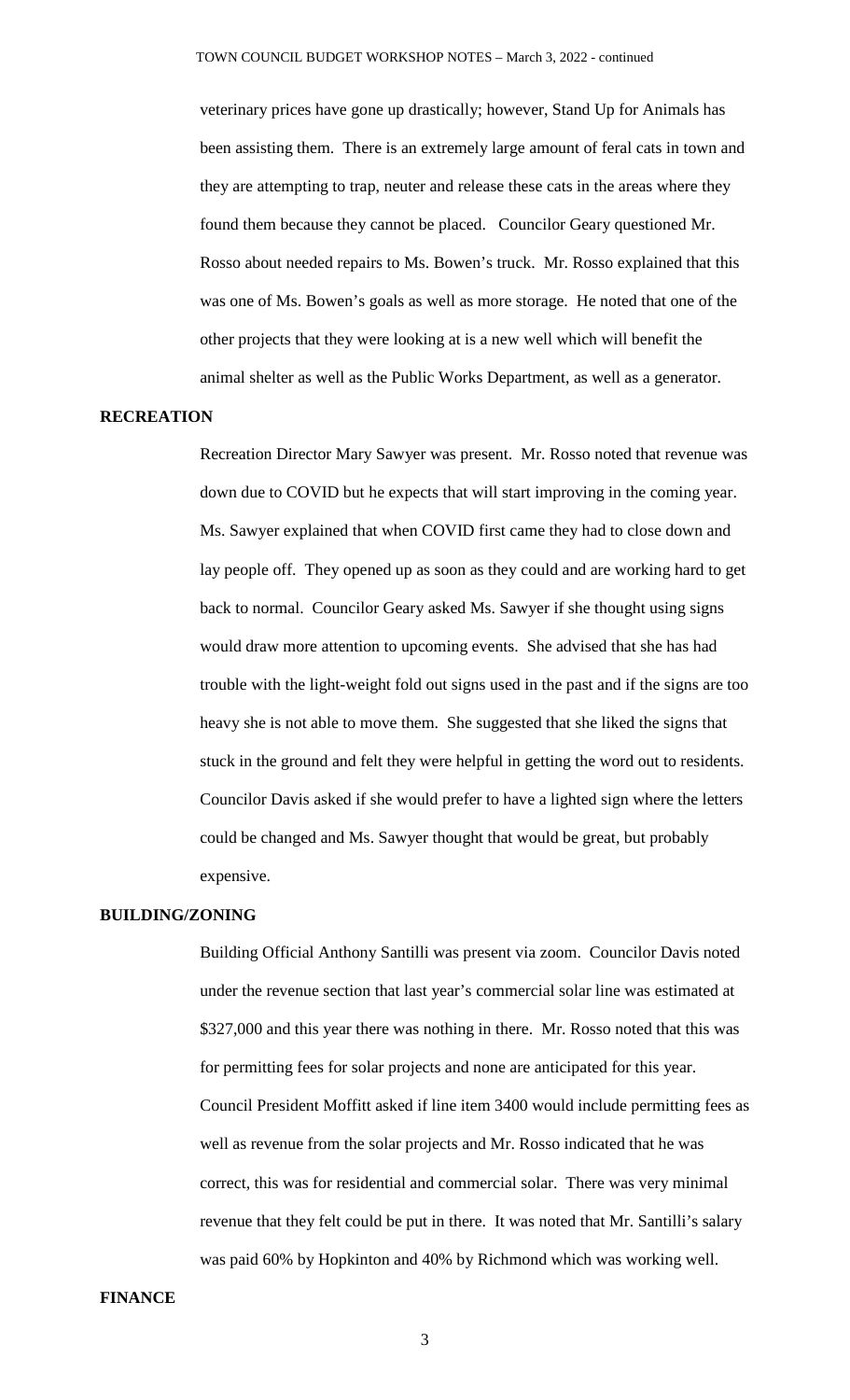veterinary prices have gone up drastically; however, Stand Up for Animals has been assisting them. There is an extremely large amount of feral cats in town and they are attempting to trap, neuter and release these cats in the areas where they found them because they cannot be placed. Councilor Geary questioned Mr. Rosso about needed repairs to Ms. Bowen's truck. Mr. Rosso explained that this was one of Ms. Bowen's goals as well as more storage. He noted that one of the other projects that they were looking at is a new well which will benefit the animal shelter as well as the Public Works Department, as well as a generator.

## RECREATION

Recreation Director Mary Sawyer was present. Mr. Rosso noted that revenue was down due to COVID but he expects that will start improving in the coming year. Ms. Sawyer explained that when COVID first came they had to close down and lay people off. They opened up as soon as they could and are working hard to get back to normal. Councilor Geary asked Ms. Sawyer if she thought using signs would draw more attention to upcoming events. She advised that she has had trouble with the light-weight fold out signs used in the past and if the signs are too heavy she is not able to move them. She suggested that she liked the signs that stuck in the ground and felt they were helpful in getting the word out to residents. Councilor Davis asked if she would prefer to have a lighted sign where the letters could be changed and Ms. Sawyer thought that would be great, but probably expensive.

## BUILDING/ZONING

Building Official Anthony Santilli was present via zoom. Councilor Davis noted under the revenue section that last year's commercial solar line was estimated at \$327,000 and this year there was nothing in there. Mr. Rosso noted that this was for permitting fees for solar projects and none are anticipated for this year. Council President Moffitt asked if line item 3400 would include permitting fees as well as revenue from the solar projects and Mr. Rosso indicated that he was correct, this was for residential and commercial solar. There was very minimal revenue that they felt could be put in there. It was noted that Mr. Santilli's salary was paid 60% by Hopkinton and 40% by Richmond which was working well.

## FINANCE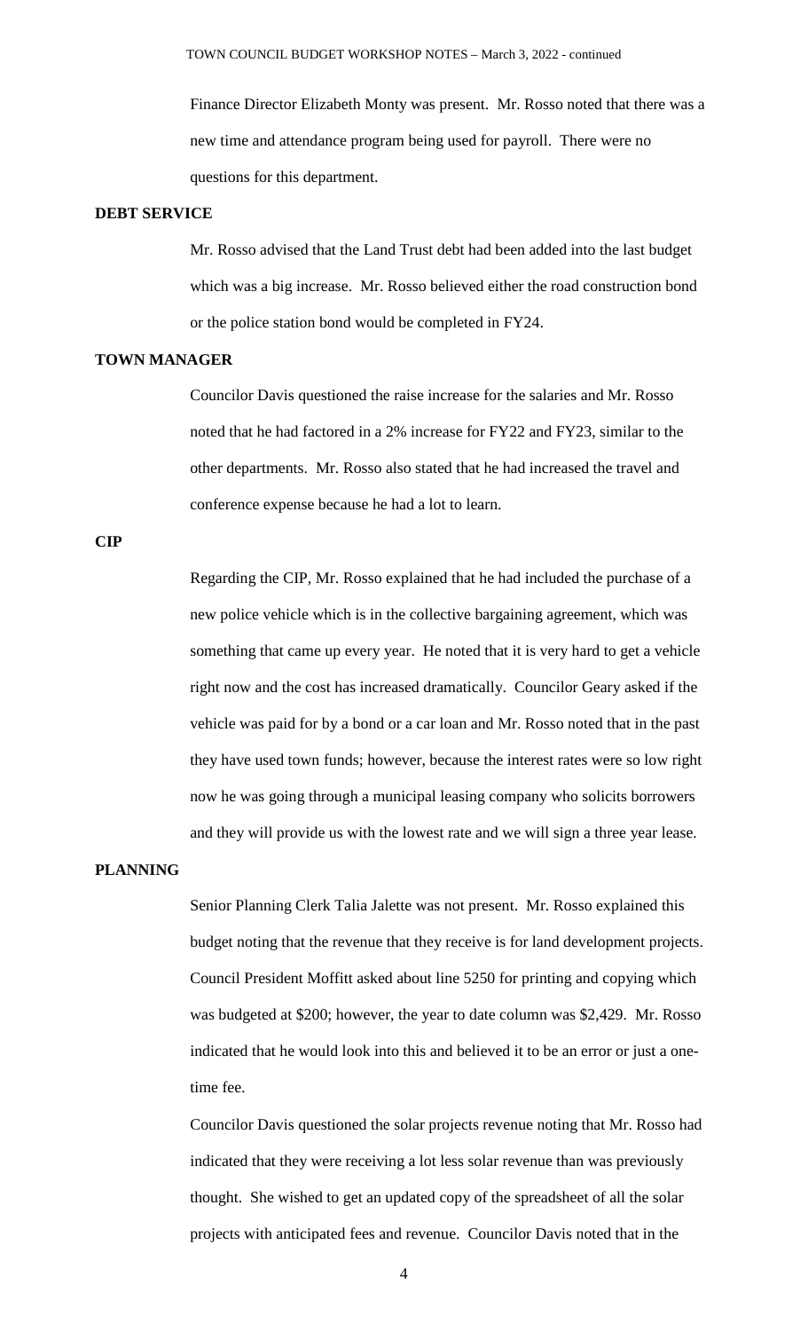Finance Director Elizabeth Monty was present. Mr. Rosso noted that there was a new time and attendance program being used for payroll. There were no questions for this department.

**DEBT SERVICE**

Mr. Rosso advised that the Land Trust debt had been added into the last budget which was a big increase. Mr. Rosso believed either the road construction bond or the police station bond would be completed in FY24.

**TOWN MANAGER**

Councilor Davis questioned the raise increase for the salaries and Mr. Rosso noted that he had factored in a 2% increase for FY22 and FY23, similar to the other departments. Mr. Rosso also stated that he had increased the travel and conference expense because he had a lot to learn.

**CIP**

Regarding the CIP, Mr. Rosso explained that he had included the purchase of a new police vehicle which is in the collective bargaining agreement, which was something that came up every year. He noted that it is very hard to get a vehicle right now and the cost has increased dramatically. Councilor Geary asked if the vehicle was paid for by a bond or a car loan and Mr. Rosso noted that in the past they have used town funds; however, because the interest rates were so low right now he was going through a municipal leasing company who solicits borrowers and they will provide us with the lowest rate and we will sign a three year lease.

**PLANNING**

Senior Planning Clerk Talia Jalette was not present. Mr. Rosso explained this budget noting that the revenue that they receive is for land development projects. Council President Moffitt asked about line 5250 for printing and copying which was budgeted at $200; however, the year to date column was $2,429. Mr. Rosso indicated that he would look into this and believed it to be an error or just a one-time fee.

Councilor Davis questioned the solar projects revenue noting that Mr. Rosso had indicated that they were receiving a lot less solar revenue than was previously thought. She wished to get an updated copy of the spreadsheet of all the solar projects with anticipated fees and revenue. Councilor Davis noted that in the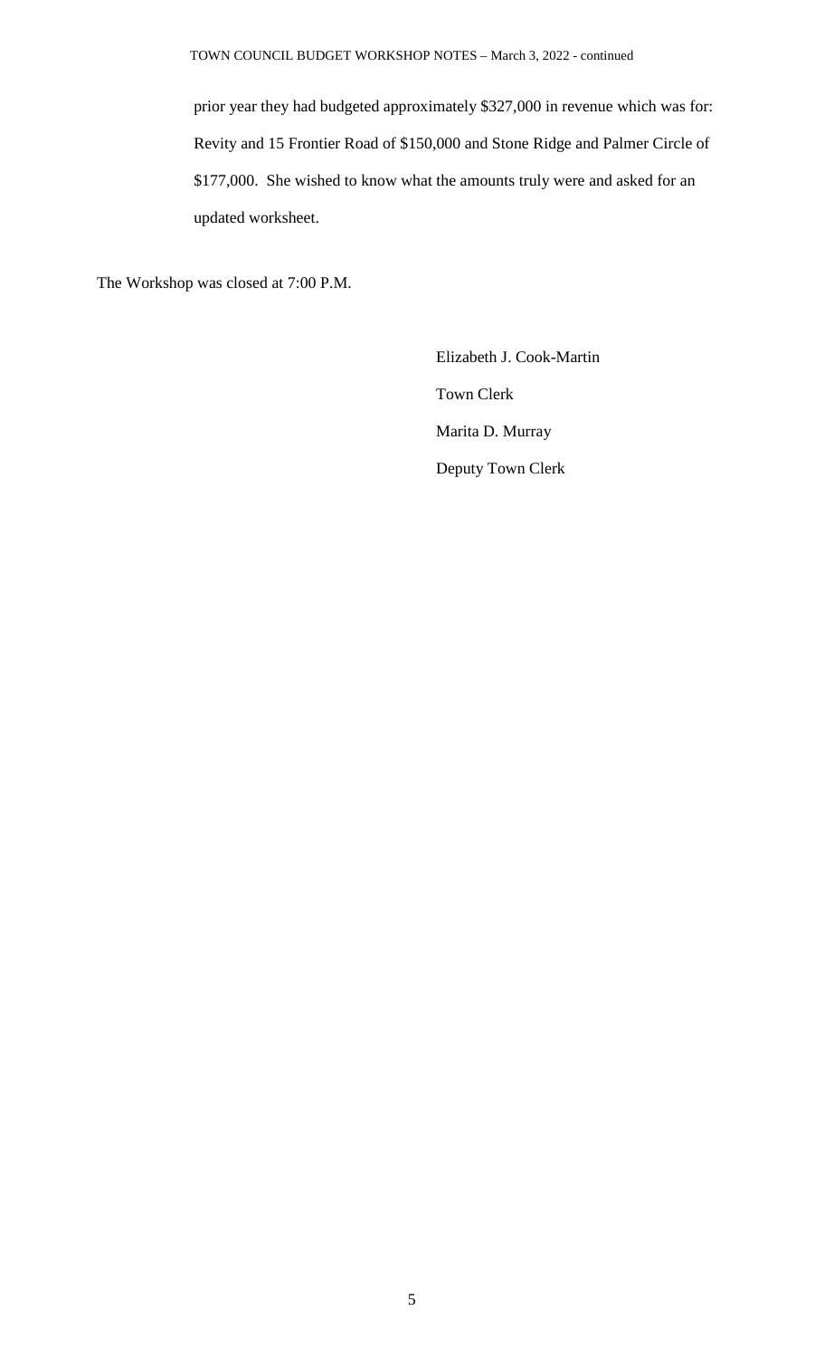prior year they had budgeted approximately $327,000 in revenue which was for: Revity and 15 Frontier Road of $150,000 and Stone Ridge and Palmer Circle of $177,000. She wished to know what the amounts truly were and asked for an updated worksheet.

The Workshop was closed at 7:00 P.M.

Elizabeth J. Cook-Martin

Town Clerk

Marita D. Murray

Deputy Town Clerk